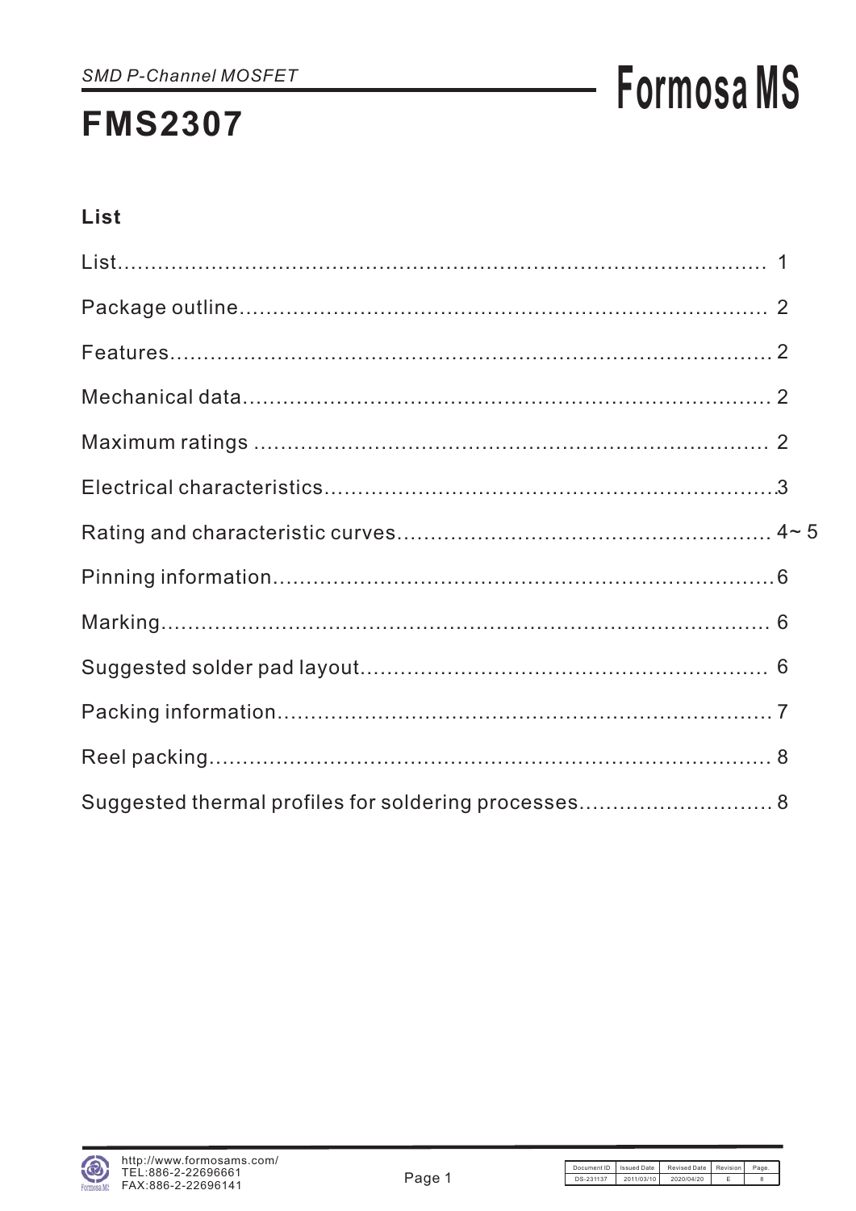*SMD P-Channel MOSFET*

# FMS2307

## List

List........................................................................................ 1

Package outline............................................................................ 2

Features.................................................................................... 2

Mechanical data........................................................................... 2

Maximum ratings ......................................................................... 2

Electrical characteristics................................................................ 3

Rating and characteristic curves..................................................... 4~ 5

Pinning information....................................................................... 6

Marking..................................................................................... 6

Suggested solder pad layout.......................................................... 6

Packing information...................................................................... 7

Reel packing............................................................................... 8

Suggested thermal profiles for soldering processes............................. 8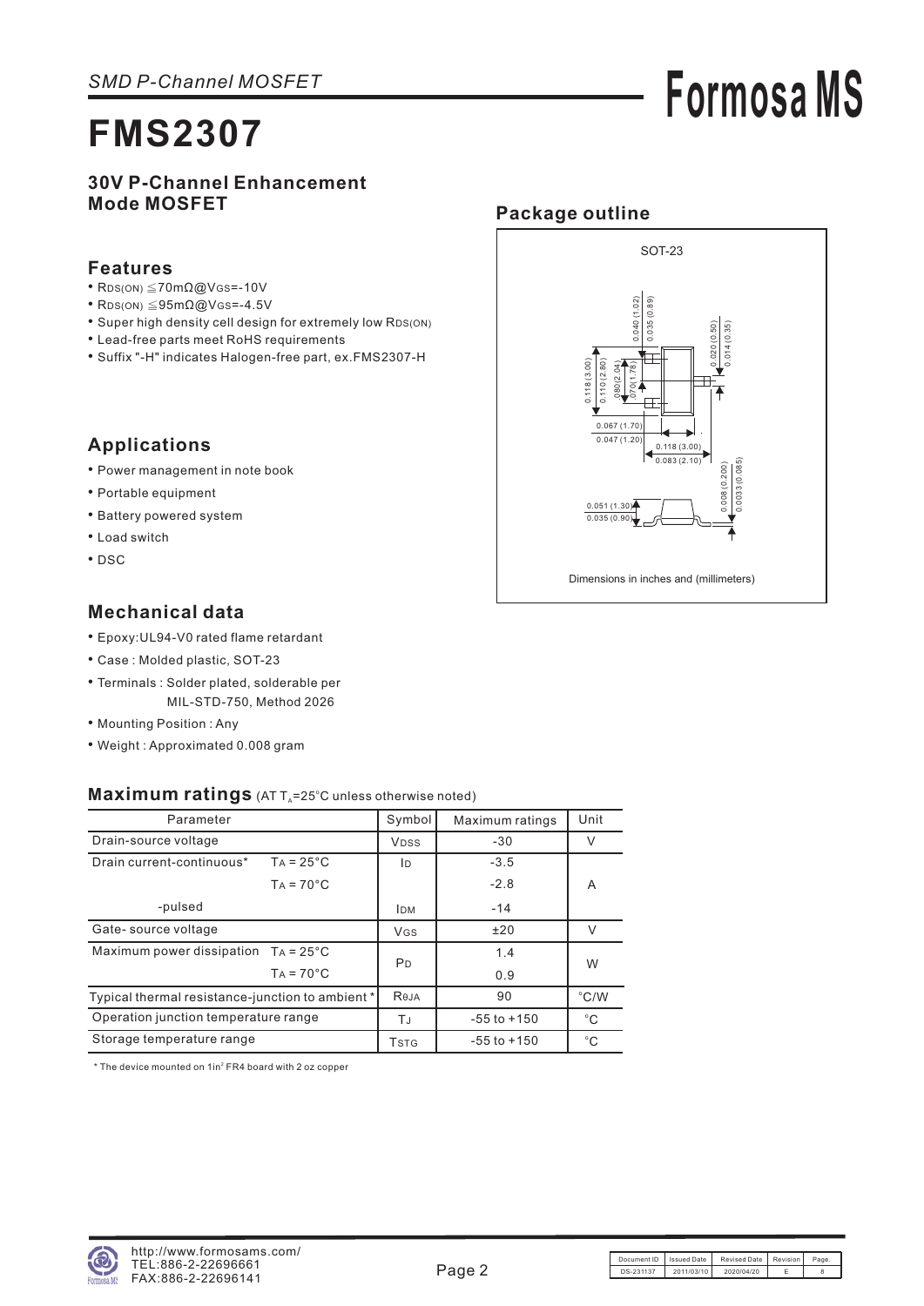*SMD P-Channel MOSFET*

# FMS2307

**30V P-Channel Enhancement Mode MOSFET**

## Features

- $R_{DS(ON)} \leq 70m\Omega @ V_{GS}=-10V$
- $R_{DS(ON)} \leq 95m\Omega @ V_{GS}=-4.5V$
- Super high density cell design for extremely low $R_{DS(ON)}$
- Lead-free parts meet RoHS requirements
- Suffix "-H" indicates Halogen-free part, ex.FMS2307-H

## Package outline

SOT-23

0.040 (1.02)
0.035 (0.89)
0.020 (0.50)
0.014 (0.35)
0.118 (3.00)
0.110 (2.80)
.080(2.04)
.070(1.78)
0.067 (1.70)
0.047 (1.20)
0.118 (3.00)
0.083 (2.10)
0.008 (0.200)
0.0033 (0.085)
0.051 (1.30)
0.035 (0.90)

Dimensions in inches and (millimeters)

## Applications

- Power management in note book
- Portable equipment
- Battery powered system
- Load switch
- DSC

## Mechanical data

- Epoxy:UL94-V0 rated flame retardant
- Case : Molded plastic, SOT-23
- Terminals : Solder plated, solderable per MIL-STD-750, Method 2026
- Mounting Position : Any
- Weight : Approximated 0.008 gram

## Maximum ratings (AT $T_A$=25°C unless otherwise noted)

| Parameter | | Symbol | Maximum ratings | Unit |
|---|---|---|---|---|
| Drain-source voltage | | $V_{DSS}$ | -30 | V |
| Drain current-continuous* | $T_A$ = 25°C | $I_D$ | -3.5 | A |
| | $T_A$ = 70°C | | -2.8 | |
| -pulsed | | $I_{DM}$ | -14 | |
| Gate- source voltage | | $V_{GS}$ | ±20 | V |
| Maximum power dissipation | $T_A$ = 25°C | $P_D$ | 1.4 | W |
| | $T_A$ = 70°C | | 0.9 | |
| Typical thermal resistance-junction to ambient * | | $R_{\theta JA}$ | 90 | °C/W |
| Operation junction temperature range | | $T_J$ | -55 to +150 | °C |
| Storage temperature range | | $T_{STG}$ | -55 to +150 | °C |

* The device mounted on 1in$^2$ FR4 board with 2 oz copper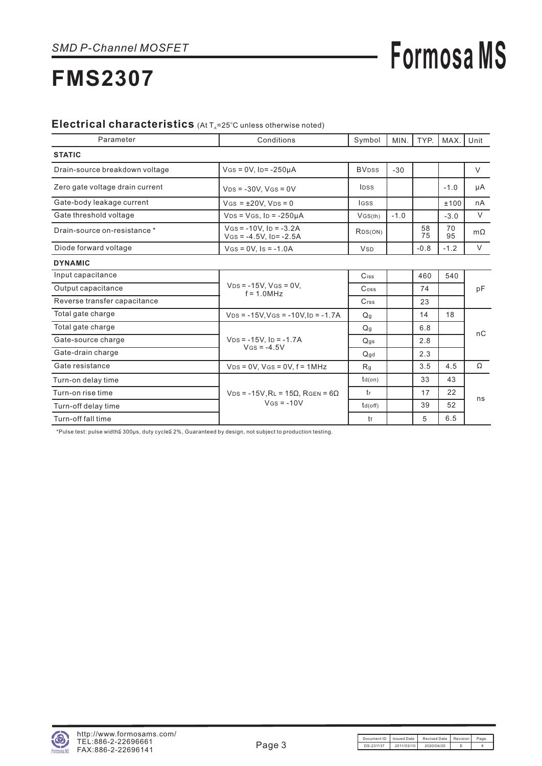*SMD P-Channel MOSFET*

# FMS2307

## Electrical characteristics (At $T_A$=25°C unless otherwise noted)

| Parameter | Conditions | Symbol | MIN. | TYP. | MAX. | Unit |
|---|---|---|---|---|---|---|
| **STATIC** | | | | | | |
| Drain-source breakdown voltage | $V_{GS}$ = 0V, $I_D$= -250μA | $BV_{DSS}$ | -30 | | | V |
| Zero gate voltage drain current | $V_{DS}$ = -30V, $V_{GS}$ = 0V | $I_{DSS}$ | | | -1.0 | μA |
| Gate-body leakage current | $V_{GS}$ = ±20V, $V_{DS}$ = 0 | $I_{GSS}$ | | | ±100 | nA |
| Gate threshold voltage | $V_{DS}$ = $V_{GS}$, $I_D$ = -250μA | $V_{GS(th)}$ | -1.0 | | -3.0 | V |
| Drain-source on-resistance * | $V_{GS}$ = -10V, $I_D$ = -3.2A<br>$V_{GS}$ = -4.5V, $I_D$= -2.5A | $R_{DS(ON)}$ | | 58<br>75 | 70<br>95 | mΩ |
| Diode forward voltage | $V_{GS}$ = 0V, $I_S$ = -1.0A | $V_{SD}$ | | -0.8 | -1.2 | V |
| **DYNAMIC** | | | | | | |
| Input capacitance | $V_{DS}$ = -15V, $V_{GS}$ = 0V, f = 1.0MHz | $C_{iss}$ | | 460 | 540 | pF |
| Output capacitance | | $C_{oss}$ | | 74 | | |
| Reverse transfer capacitance | | $C_{rss}$ | | 23 | | |
| Total gate charge | $V_{DS}$ = -15V,$V_{GS}$ = -10V,$I_D$ = -1.7A | $Q_g$ | | 14 | 18 | nC |
| Total gate charge | $V_{DS}$ = -15V, $I_D$ = -1.7A<br>$V_{GS}$ = -4.5V | $Q_g$ | | 6.8 | | |
| Gate-source charge | | $Q_{gs}$ | | 2.8 | | |
| Gate-drain charge | | $Q_{gd}$ | | 2.3 | | |
| Gate resistance | $V_{DS}$ = 0V, $V_{GS}$ = 0V, f = 1MHz | $R_g$ | | 3.5 | 4.5 | Ω |
| Turn-on delay time | $V_{DS}$ = -15V,$R_L$ = 15Ω, $R_{GEN}$ = 6Ω<br>$V_{GS}$ = -10V | $t_{d(on)}$ | | 33 | 43 | ns |
| Turn-on rise time | | $t_r$ | | 17 | 22 | |
| Turn-off delay time | | $t_{d(off)}$ | | 39 | 52 | |
| Turn-off fall time | | $t_f$ | | 5 | 6.5 | |

*Pulse test: pulse width≦ 300μs, duty cycle≦ 2%, Guaranteed by design, not subject to production testing.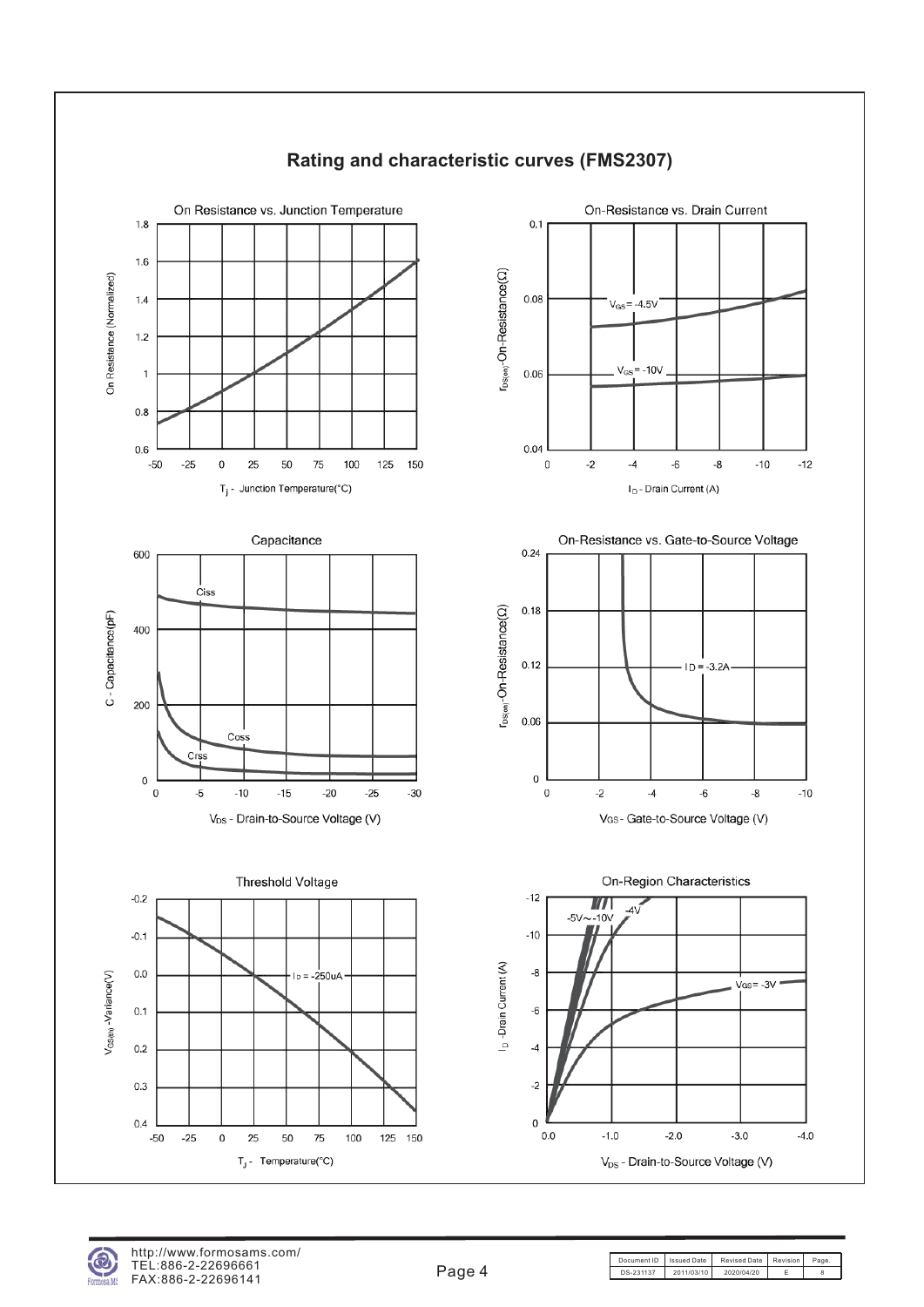## Rating and characteristic curves (FMS2307)

On Resistance vs. Junction Temperature

On Resistance (Normalized)

$T_j$ - Junction Temperature(°C)

On-Resistance vs. Drain Current

$r_{DS(on)}$-On-Resistance(Ω)

$V_{GS}$= -4.5V

$V_{GS}$= -10V

$I_D$ - Drain Current (A)

Capacitance

C - Capacitance(pF)

Ciss

Coss

Crss

$V_{DS}$ - Drain-to-Source Voltage (V)

On-Resistance vs. Gate-to-Source Voltage

$r_{DS(on)}$-On-Resistance(Ω)

ID = -3.2A

$V_{GS}$- Gate-to-Source Voltage (V)

Threshold Voltage

$V_{GS(th)}$ -Variance(V)

ID = -250uA

$T_J$ - Temperature(°C)

On-Region Characteristics

$I_D$ -Drain Current (A)

-5V～-10V

-4V

$V_{GS}$= -3V

$V_{DS}$ - Drain-to-Source Voltage (V)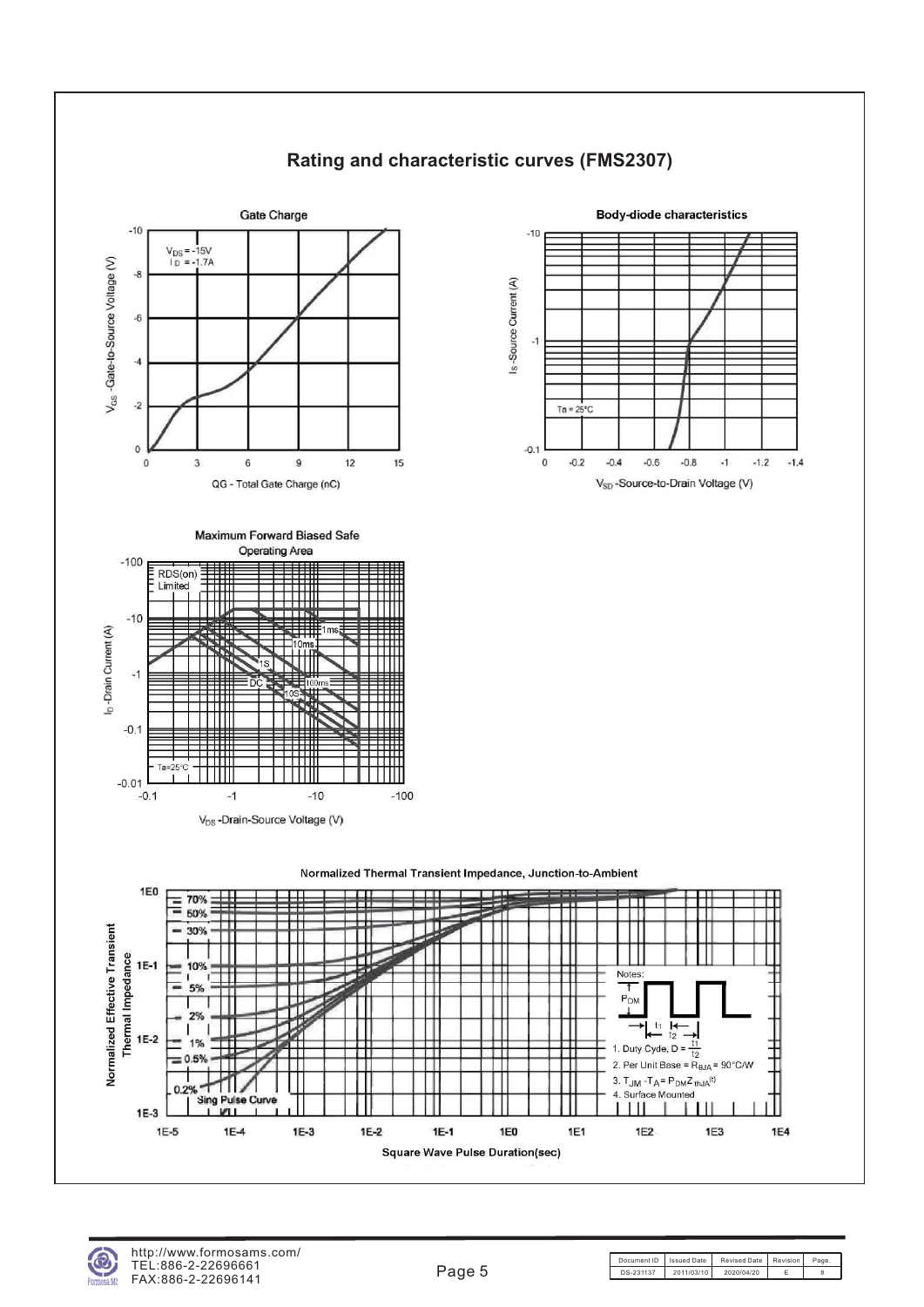# Rating and characteristic curves (FMS2307)

**Gate Charge**

$V_{DS}$ = -15V
$I_D$ = -1.7A

$V_{GS}$ -Gate-to-Source Voltage (V)

QG - Total Gate Charge (nC)

**Body-diode characteristics**

Ta = 25°C

$I_S$ -Source Current (A)

$V_{SD}$ -Source-to-Drain Voltage (V)

**Maximum Forward Biased Safe Operating Area**

RDS(on) Limited

1ms, 10ms, 100ms, 1S, 10S, DC

Ta=25°C

$I_D$ -Drain Current (A)

$V_{DS}$ -Drain-Source Voltage (V)

**Normalized Thermal Transient Impedance, Junction-to-Ambient**

70%, 50%, 30%, 10%, 5%, 2%, 1%, 0.5%, 0.2%, Sing Pulse Curve

Normalized Effective Transient Thermal Impedance

Square Wave Pulse Duration(sec)

Notes:

1. Duty Cyde, D = $\frac{t_1}{t_2}$
2. Per Unit Base = $R_{\theta JA}$ = 90°C/W
3. $T_{JM} - T_A = P_{DM} Z_{thJA}(t)$
4. Surface Mounted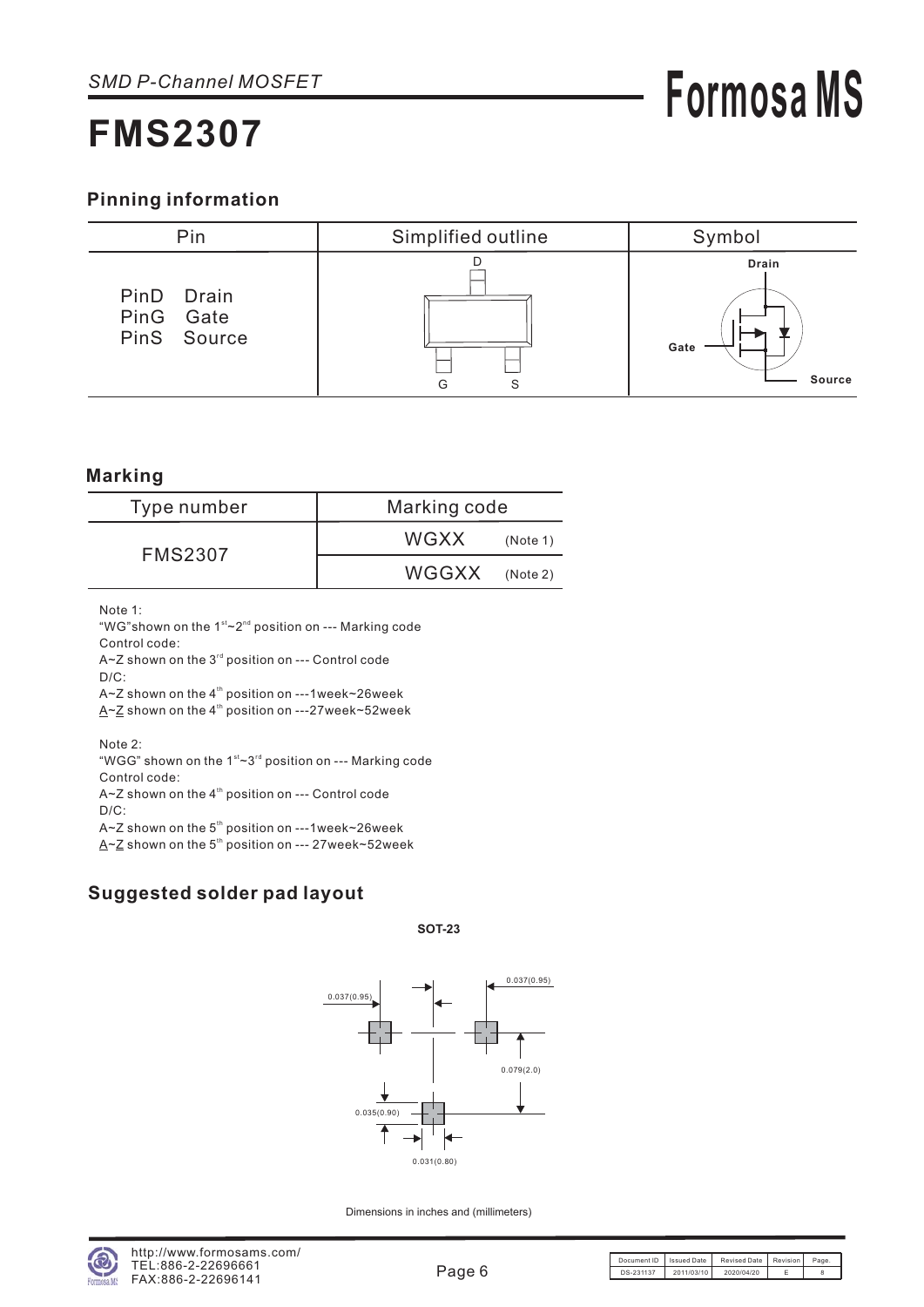*SMD P-Channel MOSFET*

# FMS2307

## Pinning information

| Pin | Simplified outline | Symbol |
|---|---|---|
| PinD Drain<br>PinG Gate<br>PinS Source | D<br>G S | Drain<br>Gate<br>Source |

## Marking

| Type number | Marking code | |
|---|---|---|
| FMS2307 | WGXX | (Note 1) |
| | WGGXX | (Note 2) |

Note 1:
"WG"shown on the 1st~2nd position on --- Marking code
Control code:
A~Z shown on the 3rd position on --- Control code
D/C:
A~Z shown on the 4th position on ---1week~26week
A~Z shown on the 4th position on ---27week~52week

Note 2:
"WGG" shown on the 1st~3rd position on --- Marking code
Control code:
A~Z shown on the 4th position on --- Control code
D/C:
A~Z shown on the 5th position on ---1week~26week
A~Z shown on the 5th position on --- 27week~52week

## Suggested solder pad layout

**SOT-23**

0.037(0.95)
0.037(0.95)
0.079(2.0)
0.035(0.90)
0.031(0.80)

Dimensions in inches and (millimeters)

http://www.formosams.com/
TEL:886-2-22696661
FAX:886-2-22696141

| Document ID | Issued Date | Revised Date | Revision | Page. |
|---|---|---|---|---|
| DS-231137 | 2011/03/10 | 2020/04/20 | E | 8 |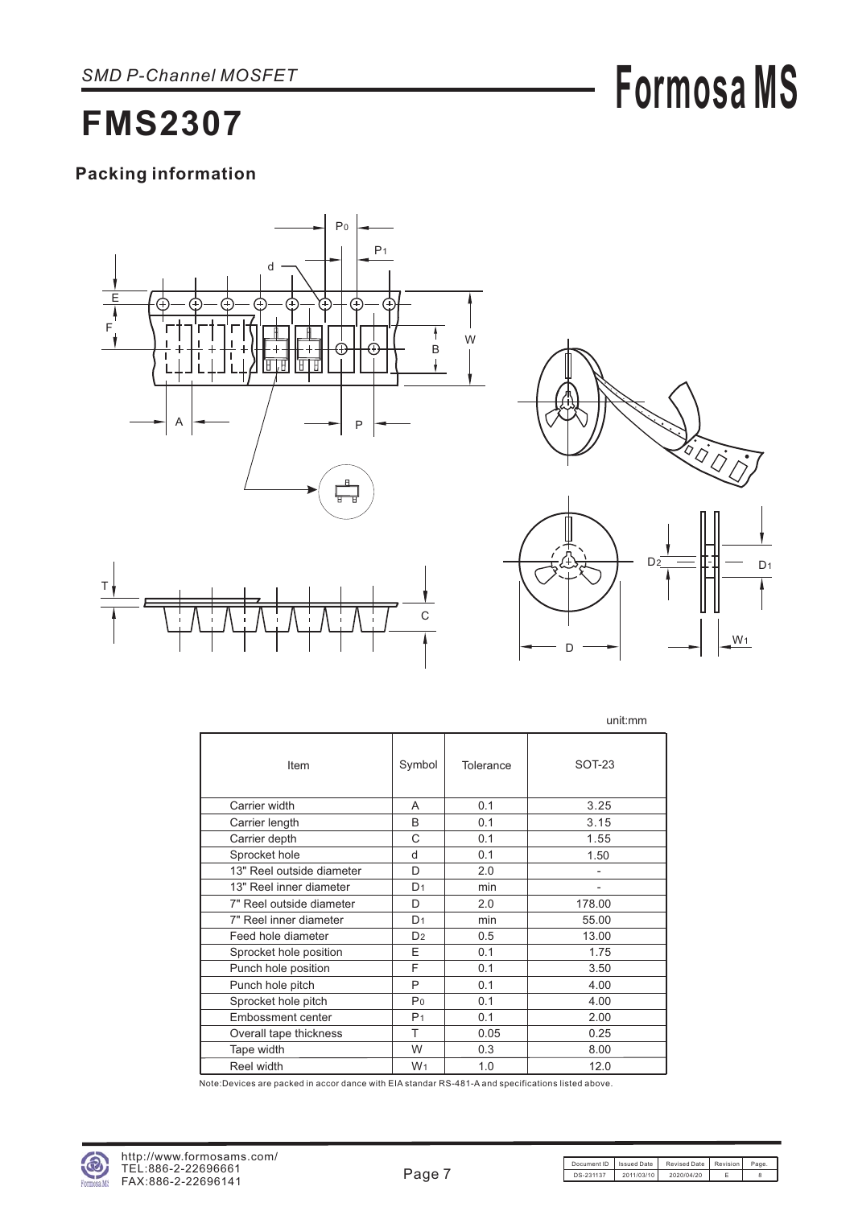## Packing information

unit:mm

| Item | Symbol | Tolerance | SOT-23 |
|---|---|---|---|
| Carrier width | A | 0.1 | 3.25 |
| Carrier length | B | 0.1 | 3.15 |
| Carrier depth | C | 0.1 | 1.55 |
| Sprocket hole | d | 0.1 | 1.50 |
| 13" Reel outside diameter | D | 2.0 | - |
| 13" Reel inner diameter | $D_1$ | min | - |
| 7" Reel outside diameter | D | 2.0 | 178.00 |
| 7" Reel inner diameter | $D_1$ | min | 55.00 |
| Feed hole diameter | $D_2$ | 0.5 | 13.00 |
| Sprocket hole position | E | 0.1 | 1.75 |
| Punch hole position | F | 0.1 | 3.50 |
| Punch hole pitch | P | 0.1 | 4.00 |
| Sprocket hole pitch | $P_0$ | 0.1 | 4.00 |
| Embossment center | $P_1$ | 0.1 | 2.00 |
| Overall tape thickness | T | 0.05 | 0.25 |
| Tape width | W | 0.3 | 8.00 |
| Reel width | $W_1$ | 1.0 | 12.0 |

Note:Devices are packed in accor dance with EIA standar RS-481-A and specifications listed above.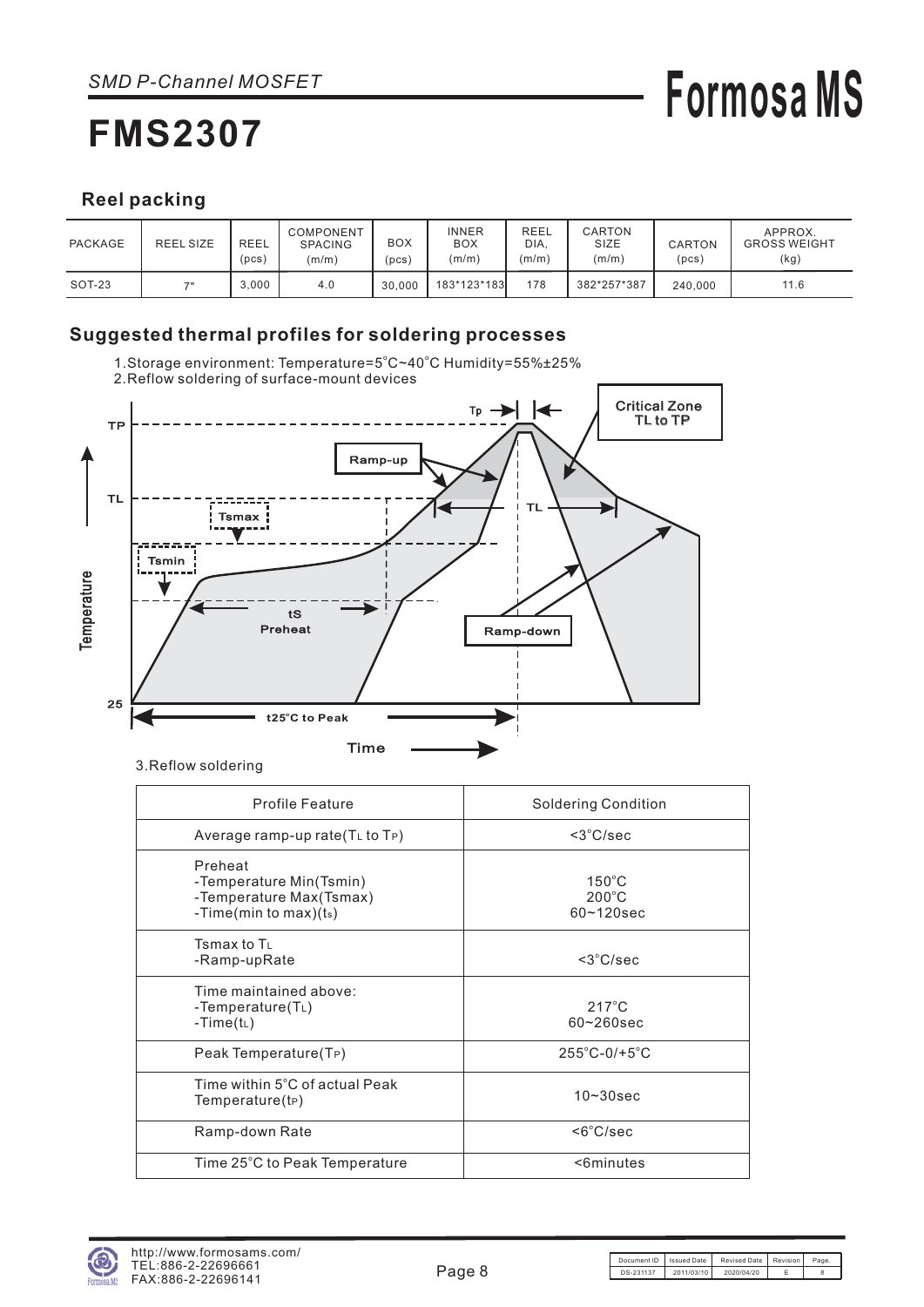*SMD P-Channel MOSFET*

# FMS2307

Formosa MS

## Reel packing

| PACKAGE | REEL SIZE | REEL (pcs) | COMPONENT SPACING (m/m) | BOX (pcs) | INNER BOX (m/m) | REEL DIA. (m/m) | CARTON SIZE (m/m) | CARTON (pcs) | APPROX. GROSS WEIGHT (kg) |
|---|---|---|---|---|---|---|---|---|---|
| SOT-23 | 7" | 3,000 | 4.0 | 30,000 | 183*123*183 | 178 | 382*257*387 | 240,000 | 11.6 |

## Suggested thermal profiles for soldering processes

1.Storage environment: Temperature=5˚C~40˚C Humidity=55%±25%

2.Reflow soldering of surface-mount devices

Tp
Critical Zone TL to TP
TP
Ramp-up
TL
TL
Tsmax
Tsmin
Temperature
tS
Preheat
Ramp-down
25
t25˚C to Peak
Time

3.Reflow soldering

| Profile Feature | Soldering Condition |
|---|---|
| Average ramp-up rate($T_L$ to $T_P$) | <3˚C/sec |
| Preheat<br>-Temperature Min(Tsmin)<br>-Temperature Max(Tsmax)<br>-Time(min to max)($t_s$) | <br>150˚C<br>200˚C<br>60~120sec |
| Tsmax to $T_L$<br>-Ramp-upRate | <3˚C/sec |
| Time maintained above:<br>-Temperature($T_L$)<br>-Time($t_L$) | <br>217˚C<br>60~260sec |
| Peak Temperature($T_P$) | 255˚C-0/+5˚C |
| Time within 5˚C of actual Peak Temperature($t_P$) | 10~30sec |
| Ramp-down Rate | <6˚C/sec |
| Time 25˚C to Peak Temperature | <6minutes |

http://www.formosams.com/
TEL:886-2-22696661
FAX:886-2-22696141

| Document ID | Issued Date | Revised Date | Revision | Page. |
|---|---|---|---|---|
| DS-231137 | 2011/03/10 | 2020/04/20 | E | 8 |